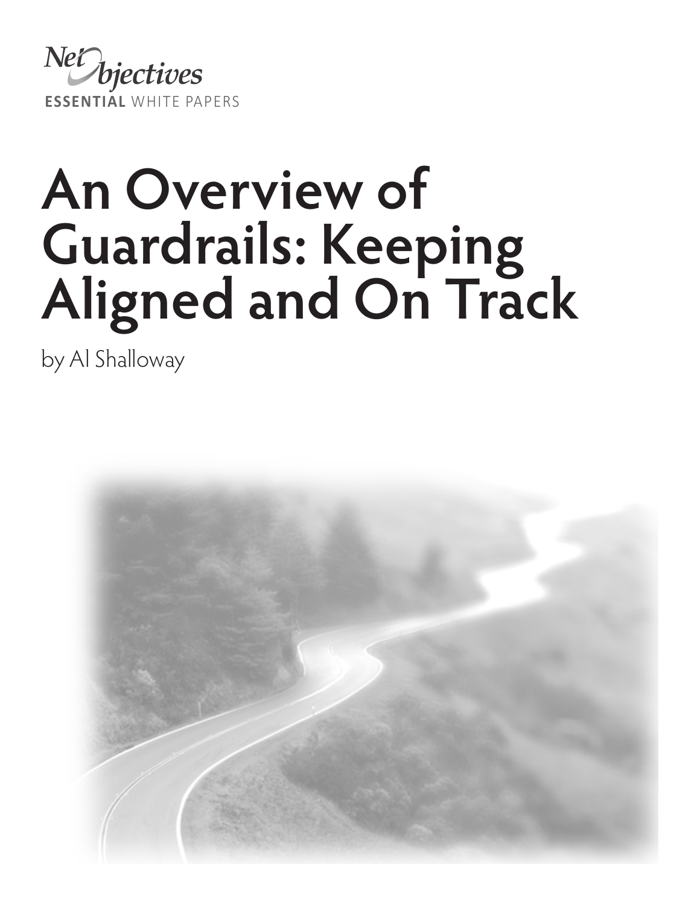Net Objectives
**ESSENTIAL** WHITE PAPERS

# An Overview of Guardrails: Keeping Aligned and On Track

by Al Shalloway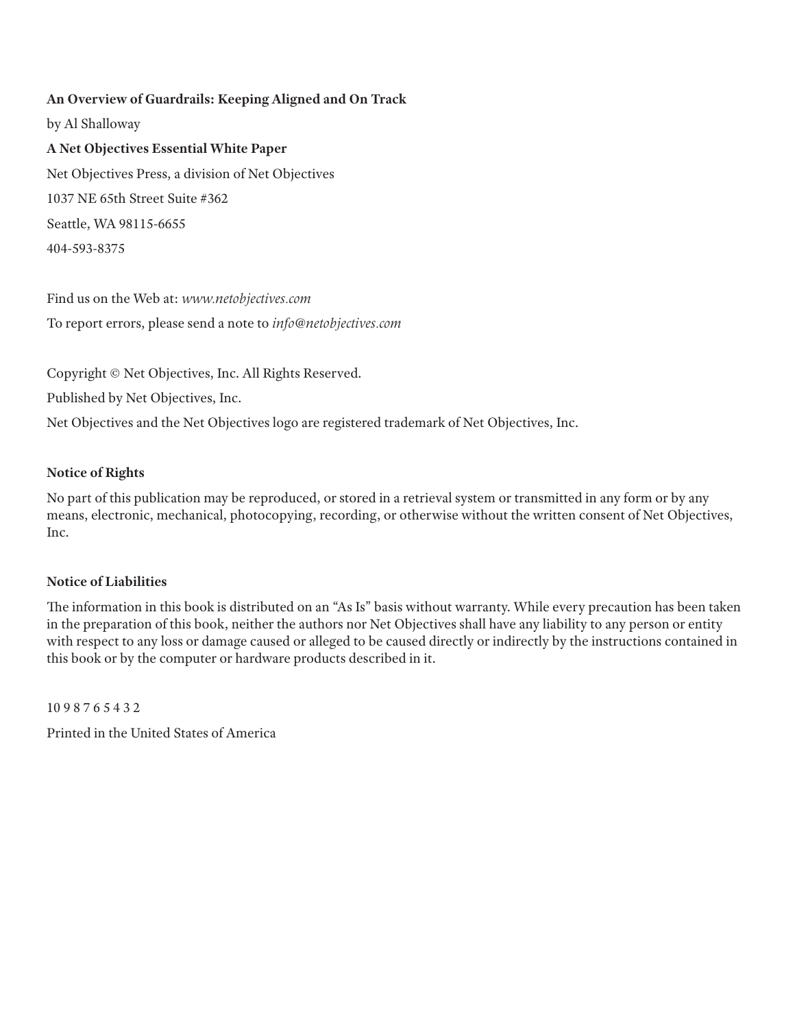**An Overview of Guardrails: Keeping Aligned and On Track**

by Al Shalloway

**A Net Objectives Essential White Paper**

Net Objectives Press, a division of Net Objectives

1037 NE 65th Street Suite #362

Seattle, WA 98115-6655

404-593-8375

Find us on the Web at: *www.netobjectives.com*

To report errors, please send a note to *info@netobjectives.com*

Copyright © Net Objectives, Inc. All Rights Reserved.

Published by Net Objectives, Inc.

Net Objectives and the Net Objectives logo are registered trademark of Net Objectives, Inc.

**Notice of Rights**

No part of this publication may be reproduced, or stored in a retrieval system or transmitted in any form or by any means, electronic, mechanical, photocopying, recording, or otherwise without the written consent of Net Objectives, Inc.

**Notice of Liabilities**

The information in this book is distributed on an "As Is" basis without warranty. While every precaution has been taken in the preparation of this book, neither the authors nor Net Objectives shall have any liability to any person or entity with respect to any loss or damage caused or alleged to be caused directly or indirectly by the instructions contained in this book or by the computer or hardware products described in it.

10 9 8 7 6 5 4 3 2

Printed in the United States of America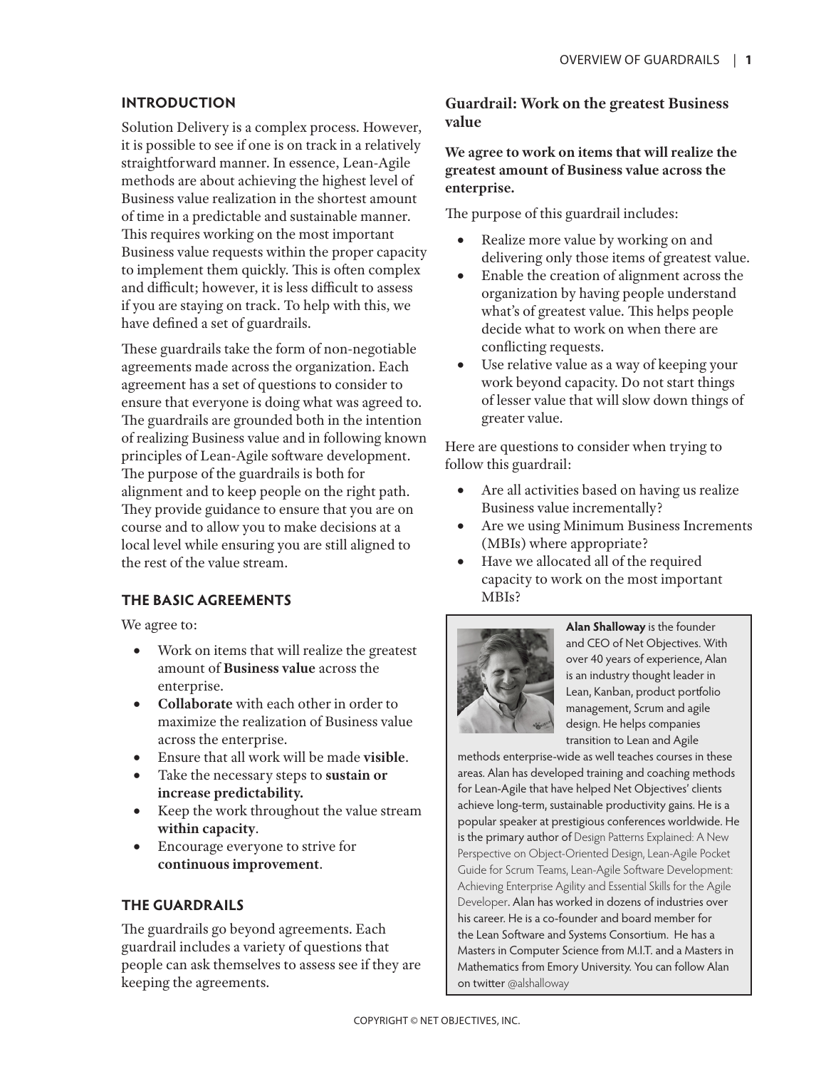## INTRODUCTION

Solution Delivery is a complex process. However, it is possible to see if one is on track in a relatively straightforward manner. In essence, Lean-Agile methods are about achieving the highest level of Business value realization in the shortest amount of time in a predictable and sustainable manner. This requires working on the most important Business value requests within the proper capacity to implement them quickly. This is often complex and difficult; however, it is less difficult to assess if you are staying on track. To help with this, we have defined a set of guardrails.

These guardrails take the form of non-negotiable agreements made across the organization. Each agreement has a set of questions to consider to ensure that everyone is doing what was agreed to. The guardrails are grounded both in the intention of realizing Business value and in following known principles of Lean-Agile software development. The purpose of the guardrails is both for alignment and to keep people on the right path. They provide guidance to ensure that you are on course and to allow you to make decisions at a local level while ensuring you are still aligned to the rest of the value stream.

## THE BASIC AGREEMENTS

We agree to:

- Work on items that will realize the greatest amount of **Business value** across the enterprise.
- **Collaborate** with each other in order to maximize the realization of Business value across the enterprise.
- Ensure that all work will be made **visible**.
- Take the necessary steps to **sustain or increase predictability.**
- Keep the work throughout the value stream **within capacity**.
- Encourage everyone to strive for **continuous improvement**.

## THE GUARDRAILS

The guardrails go beyond agreements. Each guardrail includes a variety of questions that people can ask themselves to assess see if they are keeping the agreements.

### Guardrail: Work on the greatest Business value

**We agree to work on items that will realize the greatest amount of Business value across the enterprise.**

The purpose of this guardrail includes:

- Realize more value by working on and delivering only those items of greatest value.
- Enable the creation of alignment across the organization by having people understand what's of greatest value. This helps people decide what to work on when there are conflicting requests.
- Use relative value as a way of keeping your work beyond capacity. Do not start things of lesser value that will slow down things of greater value.

Here are questions to consider when trying to follow this guardrail:

- Are all activities based on having us realize Business value incrementally?
- Are we using Minimum Business Increments (MBIs) where appropriate?
- Have we allocated all of the required capacity to work on the most important MBIs?

**Alan Shalloway** is the founder and CEO of Net Objectives. With over 40 years of experience, Alan is an industry thought leader in Lean, Kanban, product portfolio management, Scrum and agile design. He helps companies transition to Lean and Agile methods enterprise-wide as well teaches courses in these areas. Alan has developed training and coaching methods for Lean-Agile that have helped Net Objectives' clients achieve long-term, sustainable productivity gains. He is a popular speaker at prestigious conferences worldwide. He is the primary author of Design Patterns Explained: A New Perspective on Object-Oriented Design, Lean-Agile Pocket Guide for Scrum Teams, Lean-Agile Software Development: Achieving Enterprise Agility and Essential Skills for the Agile Developer. Alan has worked in dozens of industries over his career. He is a co-founder and board member for the Lean Software and Systems Consortium. He has a Masters in Computer Science from M.I.T. and a Masters in Mathematics from Emory University. You can follow Alan on twitter @alshalloway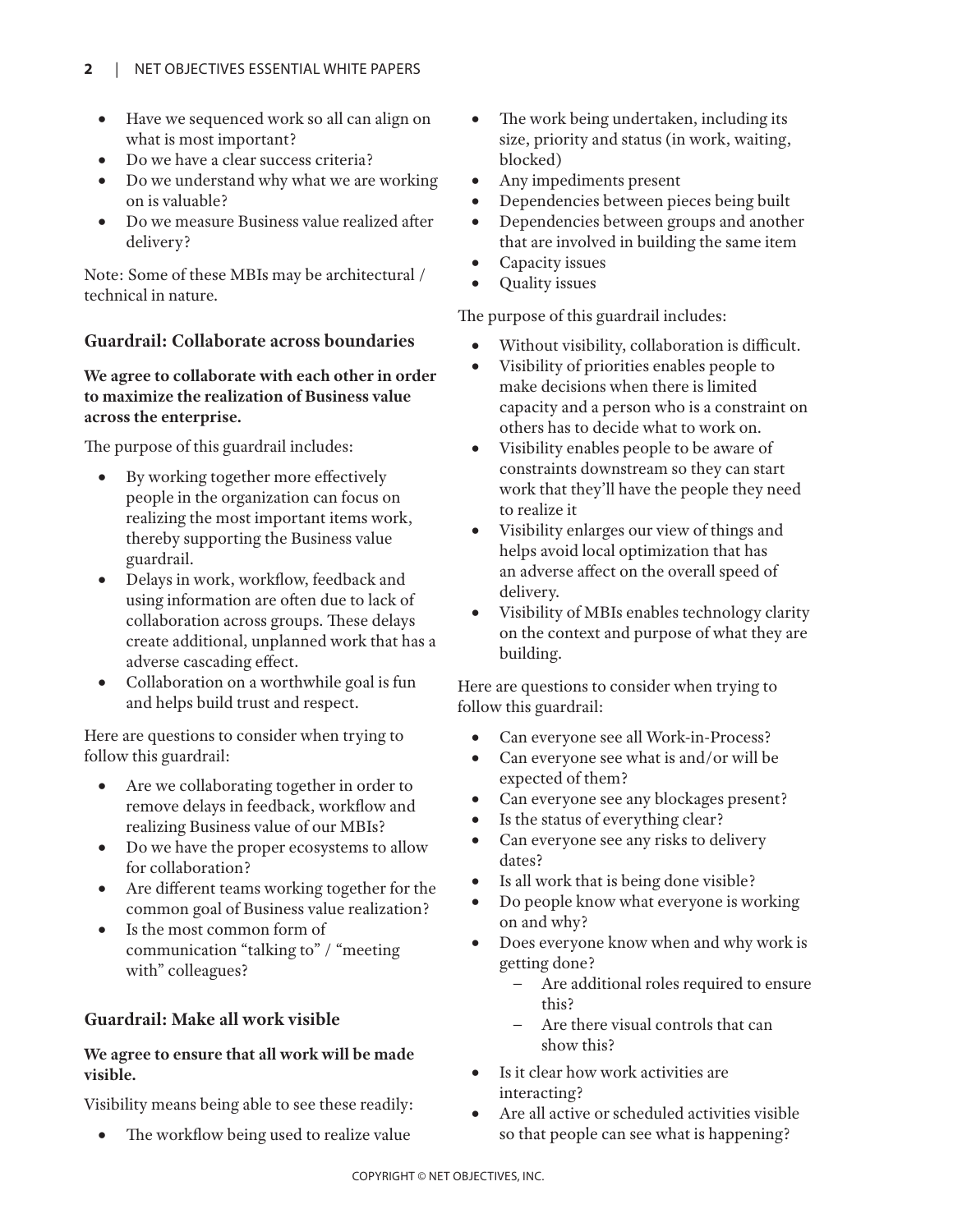- Have we sequenced work so all can align on what is most important?
- Do we have a clear success criteria?
- Do we understand why what we are working on is valuable?
- Do we measure Business value realized after delivery?

Note: Some of these MBIs may be architectural / technical in nature.

### Guardrail: Collaborate across boundaries

**We agree to collaborate with each other in order to maximize the realization of Business value across the enterprise.**

The purpose of this guardrail includes:

- By working together more effectively people in the organization can focus on realizing the most important items work, thereby supporting the Business value guardrail.
- Delays in work, workflow, feedback and using information are often due to lack of collaboration across groups. These delays create additional, unplanned work that has a adverse cascading effect.
- Collaboration on a worthwhile goal is fun and helps build trust and respect.

Here are questions to consider when trying to follow this guardrail:

- Are we collaborating together in order to remove delays in feedback, workflow and realizing Business value of our MBIs?
- Do we have the proper ecosystems to allow for collaboration?
- Are different teams working together for the common goal of Business value realization?
- Is the most common form of communication "talking to" / "meeting with" colleagues?

### Guardrail: Make all work visible

**We agree to ensure that all work will be made visible.**

Visibility means being able to see these readily:

- The workflow being used to realize value
- The work being undertaken, including its size, priority and status (in work, waiting, blocked)
- Any impediments present
- Dependencies between pieces being built
- Dependencies between groups and another that are involved in building the same item
- Capacity issues
- Quality issues

The purpose of this guardrail includes:

- Without visibility, collaboration is difficult.
- Visibility of priorities enables people to make decisions when there is limited capacity and a person who is a constraint on others has to decide what to work on.
- Visibility enables people to be aware of constraints downstream so they can start work that they'll have the people they need to realize it
- Visibility enlarges our view of things and helps avoid local optimization that has an adverse affect on the overall speed of delivery.
- Visibility of MBIs enables technology clarity on the context and purpose of what they are building.

Here are questions to consider when trying to follow this guardrail:

- Can everyone see all Work-in-Process?
- Can everyone see what is and/or will be expected of them?
- Can everyone see any blockages present?
- Is the status of everything clear?
- Can everyone see any risks to delivery dates?
- Is all work that is being done visible?
- Do people know what everyone is working on and why?
- Does everyone know when and why work is getting done?
  - Are additional roles required to ensure this?
  - Are there visual controls that can show this?
- Is it clear how work activities are interacting?
- Are all active or scheduled activities visible so that people can see what is happening?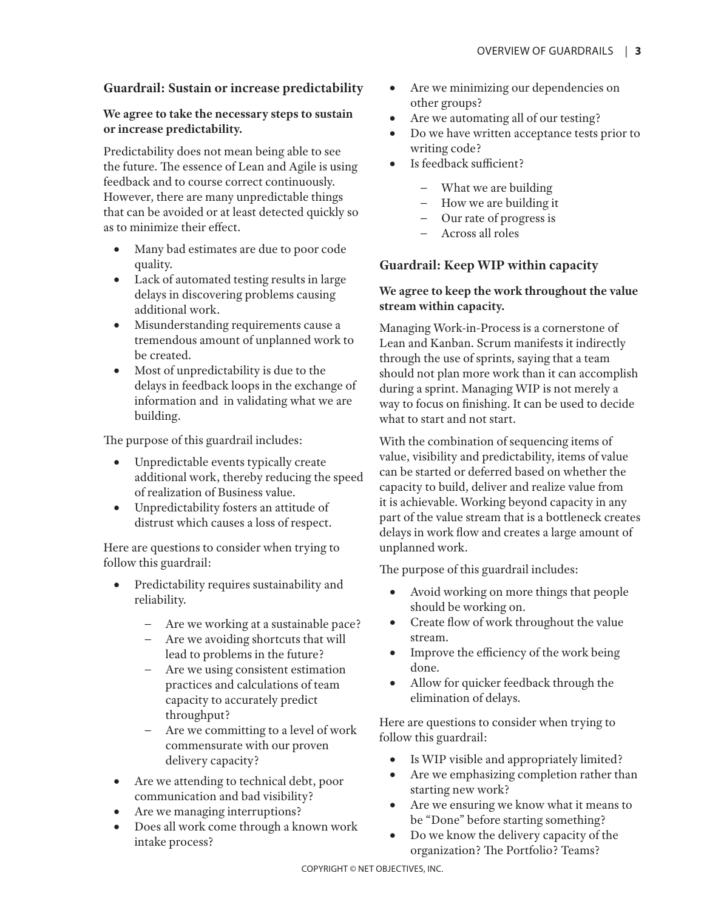## Guardrail: Sustain or increase predictability

**We agree to take the necessary steps to sustain or increase predictability.**

Predictability does not mean being able to see the future. The essence of Lean and Agile is using feedback and to course correct continuously. However, there are many unpredictable things that can be avoided or at least detected quickly so as to minimize their effect.

- Many bad estimates are due to poor code quality.
- Lack of automated testing results in large delays in discovering problems causing additional work.
- Misunderstanding requirements cause a tremendous amount of unplanned work to be created.
- Most of unpredictability is due to the delays in feedback loops in the exchange of information and in validating what we are building.

The purpose of this guardrail includes:

- Unpredictable events typically create additional work, thereby reducing the speed of realization of Business value.
- Unpredictability fosters an attitude of distrust which causes a loss of respect.

Here are questions to consider when trying to follow this guardrail:

- Predictability requires sustainability and reliability.
  - Are we working at a sustainable pace?
  - Are we avoiding shortcuts that will lead to problems in the future?
  - Are we using consistent estimation practices and calculations of team capacity to accurately predict throughput?
  - Are we committing to a level of work commensurate with our proven delivery capacity?
- Are we attending to technical debt, poor communication and bad visibility?
- Are we managing interruptions?
- Does all work come through a known work intake process?
- Are we minimizing our dependencies on other groups?
- Are we automating all of our testing?
- Do we have written acceptance tests prior to writing code?
- Is feedback sufficient?
  - What we are building
  - How we are building it
  - Our rate of progress is
  - Across all roles

## Guardrail: Keep WIP within capacity

**We agree to keep the work throughout the value stream within capacity.**

Managing Work-in-Process is a cornerstone of Lean and Kanban. Scrum manifests it indirectly through the use of sprints, saying that a team should not plan more work than it can accomplish during a sprint. Managing WIP is not merely a way to focus on finishing. It can be used to decide what to start and not start.

With the combination of sequencing items of value, visibility and predictability, items of value can be started or deferred based on whether the capacity to build, deliver and realize value from it is achievable. Working beyond capacity in any part of the value stream that is a bottleneck creates delays in work flow and creates a large amount of unplanned work.

The purpose of this guardrail includes:

- Avoid working on more things that people should be working on.
- Create flow of work throughout the value stream.
- Improve the efficiency of the work being done.
- Allow for quicker feedback through the elimination of delays.

Here are questions to consider when trying to follow this guardrail:

- Is WIP visible and appropriately limited?
- Are we emphasizing completion rather than starting new work?
- Are we ensuring we know what it means to be "Done" before starting something?
- Do we know the delivery capacity of the organization? The Portfolio? Teams?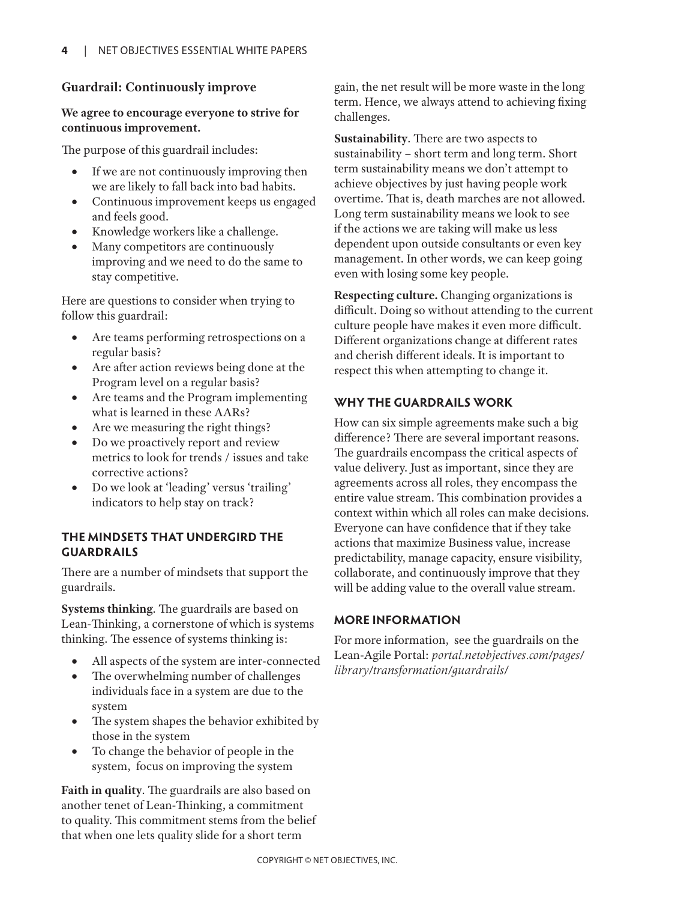### Guardrail: Continuously improve

**We agree to encourage everyone to strive for continuous improvement.**

The purpose of this guardrail includes:

- If we are not continuously improving then we are likely to fall back into bad habits.
- Continuous improvement keeps us engaged and feels good.
- Knowledge workers like a challenge.
- Many competitors are continuously improving and we need to do the same to stay competitive.

Here are questions to consider when trying to follow this guardrail:

- Are teams performing retrospections on a regular basis?
- Are after action reviews being done at the Program level on a regular basis?
- Are teams and the Program implementing what is learned in these AARs?
- Are we measuring the right things?
- Do we proactively report and review metrics to look for trends / issues and take corrective actions?
- Do we look at 'leading' versus 'trailing' indicators to help stay on track?

## THE MINDSETS THAT UNDERGIRD THE GUARDRAILS

There are a number of mindsets that support the guardrails.

**Systems thinking**. The guardrails are based on Lean-Thinking, a cornerstone of which is systems thinking. The essence of systems thinking is:

- All aspects of the system are inter-connected
- The overwhelming number of challenges individuals face in a system are due to the system
- The system shapes the behavior exhibited by those in the system
- To change the behavior of people in the system, focus on improving the system

**Faith in quality**. The guardrails are also based on another tenet of Lean-Thinking, a commitment to quality. This commitment stems from the belief that when one lets quality slide for a short term gain, the net result will be more waste in the long term. Hence, we always attend to achieving fixing challenges.

**Sustainability**. There are two aspects to sustainability – short term and long term. Short term sustainability means we don't attempt to achieve objectives by just having people work overtime. That is, death marches are not allowed. Long term sustainability means we look to see if the actions we are taking will make us less dependent upon outside consultants or even key management. In other words, we can keep going even with losing some key people.

**Respecting culture.** Changing organizations is difficult. Doing so without attending to the current culture people have makes it even more difficult. Different organizations change at different rates and cherish different ideals. It is important to respect this when attempting to change it.

## WHY THE GUARDRAILS WORK

How can six simple agreements make such a big difference? There are several important reasons. The guardrails encompass the critical aspects of value delivery. Just as important, since they are agreements across all roles, they encompass the entire value stream. This combination provides a context within which all roles can make decisions. Everyone can have confidence that if they take actions that maximize Business value, increase predictability, manage capacity, ensure visibility, collaborate, and continuously improve that they will be adding value to the overall value stream.

## MORE INFORMATION

For more information, see the guardrails on the Lean-Agile Portal: *portal.netobjectives.com/pages/library/transformation/guardrails/*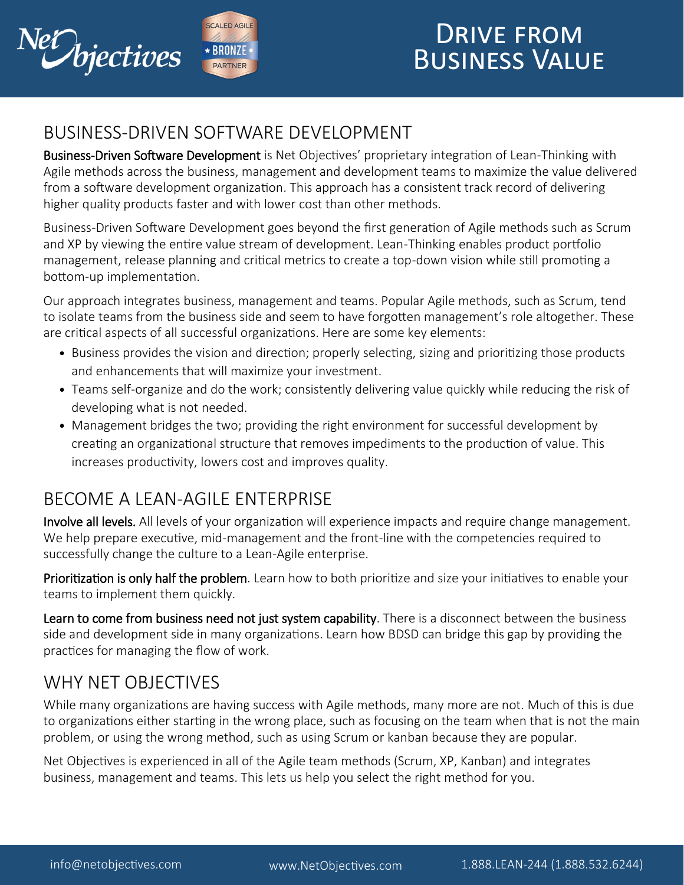# Drive from Business Value

## BUSINESS-DRIVEN SOFTWARE DEVELOPMENT

**Business-Driven Software Development** is Net Objectives' proprietary integration of Lean-Thinking with Agile methods across the business, management and development teams to maximize the value delivered from a software development organization. This approach has a consistent track record of delivering higher quality products faster and with lower cost than other methods.

Business-Driven Software Development goes beyond the first generation of Agile methods such as Scrum and XP by viewing the entire value stream of development. Lean-Thinking enables product portfolio management, release planning and critical metrics to create a top-down vision while still promoting a bottom-up implementation.

Our approach integrates business, management and teams. Popular Agile methods, such as Scrum, tend to isolate teams from the business side and seem to have forgotten management's role altogether. These are critical aspects of all successful organizations. Here are some key elements:

- Business provides the vision and direction; properly selecting, sizing and prioritizing those products and enhancements that will maximize your investment.
- Teams self-organize and do the work; consistently delivering value quickly while reducing the risk of developing what is not needed.
- Management bridges the two; providing the right environment for successful development by creating an organizational structure that removes impediments to the production of value. This increases productivity, lowers cost and improves quality.

## BECOME A LEAN-AGILE ENTERPRISE

**Involve all levels.** All levels of your organization will experience impacts and require change management. We help prepare executive, mid-management and the front-line with the competencies required to successfully change the culture to a Lean-Agile enterprise.

**Prioritization is only half the problem**. Learn how to both prioritize and size your initiatives to enable your teams to implement them quickly.

**Learn to come from business need not just system capability**. There is a disconnect between the business side and development side in many organizations. Learn how BDSD can bridge this gap by providing the practices for managing the flow of work.

## WHY NET OBJECTIVES

While many organizations are having success with Agile methods, many more are not. Much of this is due to organizations either starting in the wrong place, such as focusing on the team when that is not the main problem, or using the wrong method, such as using Scrum or kanban because they are popular.

Net Objectives is experienced in all of the Agile team methods (Scrum, XP, Kanban) and integrates business, management and teams. This lets us help you select the right method for you.

info@netobjectives.com www.NetObjectives.com 1.888.LEAN-244 (1.888.532.6244)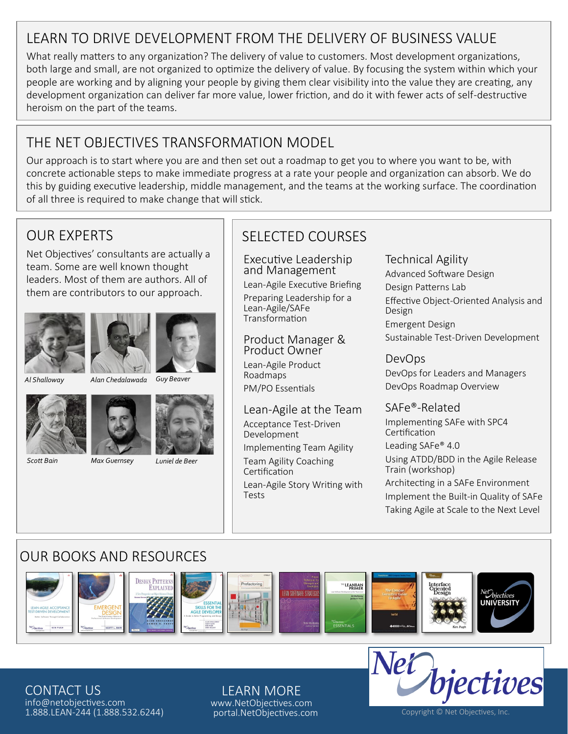## LEARN TO DRIVE DEVELOPMENT FROM THE DELIVERY OF BUSINESS VALUE

What really matters to any organization? The delivery of value to customers. Most development organizations, both large and small, are not organized to optimize the delivery of value. By focusing the system within which your people are working and by aligning your people by giving them clear visibility into the value they are creating, any development organization can deliver far more value, lower friction, and do it with fewer acts of self-destructive heroism on the part of the teams.

## THE NET OBJECTIVES TRANSFORMATION MODEL

Our approach is to start where you are and then set out a roadmap to get you to where you want to be, with concrete actionable steps to make immediate progress at a rate your people and organization can absorb. We do this by guiding executive leadership, middle management, and the teams at the working surface. The coordination of all three is required to make change that will stick.

## OUR EXPERTS

Net Objectives' consultants are actually a team. Some are well known thought leaders. Most of them are authors. All of them are contributors to our approach.

*Al Shalloway*

*Alan Chedalawada*

*Guy Beaver*

*Scott Bain*

*Max Guernsey*

*Luniel de Beer*

## SELECTED COURSES

### Executive Leadership and Management

- Lean-Agile Executive Briefing
- Preparing Leadership for a Lean-Agile/SAFe Transformation

### Product Manager & Product Owner

- Lean-Agile Product Roadmaps
- PM/PO Essentials

### Lean-Agile at the Team

- Acceptance Test-Driven Development
- Implementing Team Agility
- Team Agility Coaching Certification
- Lean-Agile Story Writing with Tests

### Technical Agility

- Advanced Software Design
- Design Patterns Lab
- Effective Object-Oriented Analysis and Design
- Emergent Design
- Sustainable Test-Driven Development

### DevOps

- DevOps for Leaders and Managers
- DevOps Roadmap Overview

### SAFe®-Related

- Implementing SAFe with SPC4 Certification
- Leading SAFe® 4.0
- Using ATDD/BDD in the Agile Release Train (workshop)
- Architecting in a SAFe Environment
- Implement the Built-in Quality of SAFe
- Taking Agile at Scale to the Next Level

## OUR BOOKS AND RESOURCES

## CONTACT US

info@netobjectives.com
1.888.LEAN-244 (1.888.532.6244)

## LEARN MORE

www.NetObjectives.com
portal.NetObjectives.com

Net Objectives

Copyright © Net Objectives, Inc.